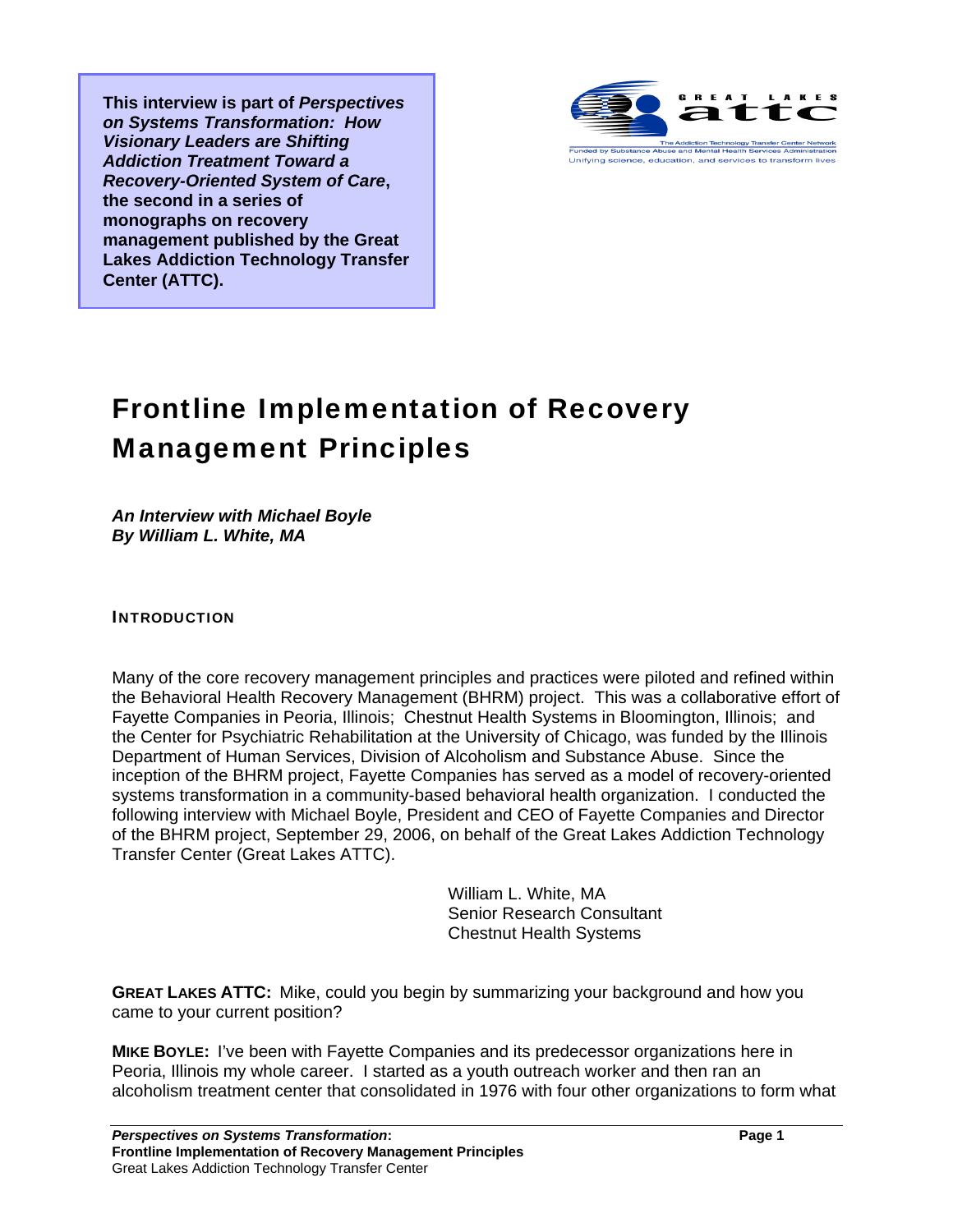**This interview is part of *Perspectives on Systems Transformation: How Visionary Leaders are Shifting Addiction Treatment Toward a Recovery-Oriented System of Care*, the second in a series of monographs on recovery management published by the Great Lakes Addiction Technology Transfer Center (ATTC).**

GREAT LAKES attc

The Addiction Technology Transfer Center Network
Funded by Substance Abuse and Mental Health Services Administration
Unifying science, education, and services to transform lives

# Frontline Implementation of Recovery Management Principles

***An Interview with Michael Boyle***
***By William L. White, MA***

## INTRODUCTION

Many of the core recovery management principles and practices were piloted and refined within the Behavioral Health Recovery Management (BHRM) project. This was a collaborative effort of Fayette Companies in Peoria, Illinois; Chestnut Health Systems in Bloomington, Illinois; and the Center for Psychiatric Rehabilitation at the University of Chicago, was funded by the Illinois Department of Human Services, Division of Alcoholism and Substance Abuse. Since the inception of the BHRM project, Fayette Companies has served as a model of recovery-oriented systems transformation in a community-based behavioral health organization. I conducted the following interview with Michael Boyle, President and CEO of Fayette Companies and Director of the BHRM project, September 29, 2006, on behalf of the Great Lakes Addiction Technology Transfer Center (Great Lakes ATTC).

William L. White, MA
Senior Research Consultant
Chestnut Health Systems

**GREAT LAKES ATTC:** Mike, could you begin by summarizing your background and how you came to your current position?

**MIKE BOYLE:** I've been with Fayette Companies and its predecessor organizations here in Peoria, Illinois my whole career. I started as a youth outreach worker and then ran an alcoholism treatment center that consolidated in 1976 with four other organizations to form what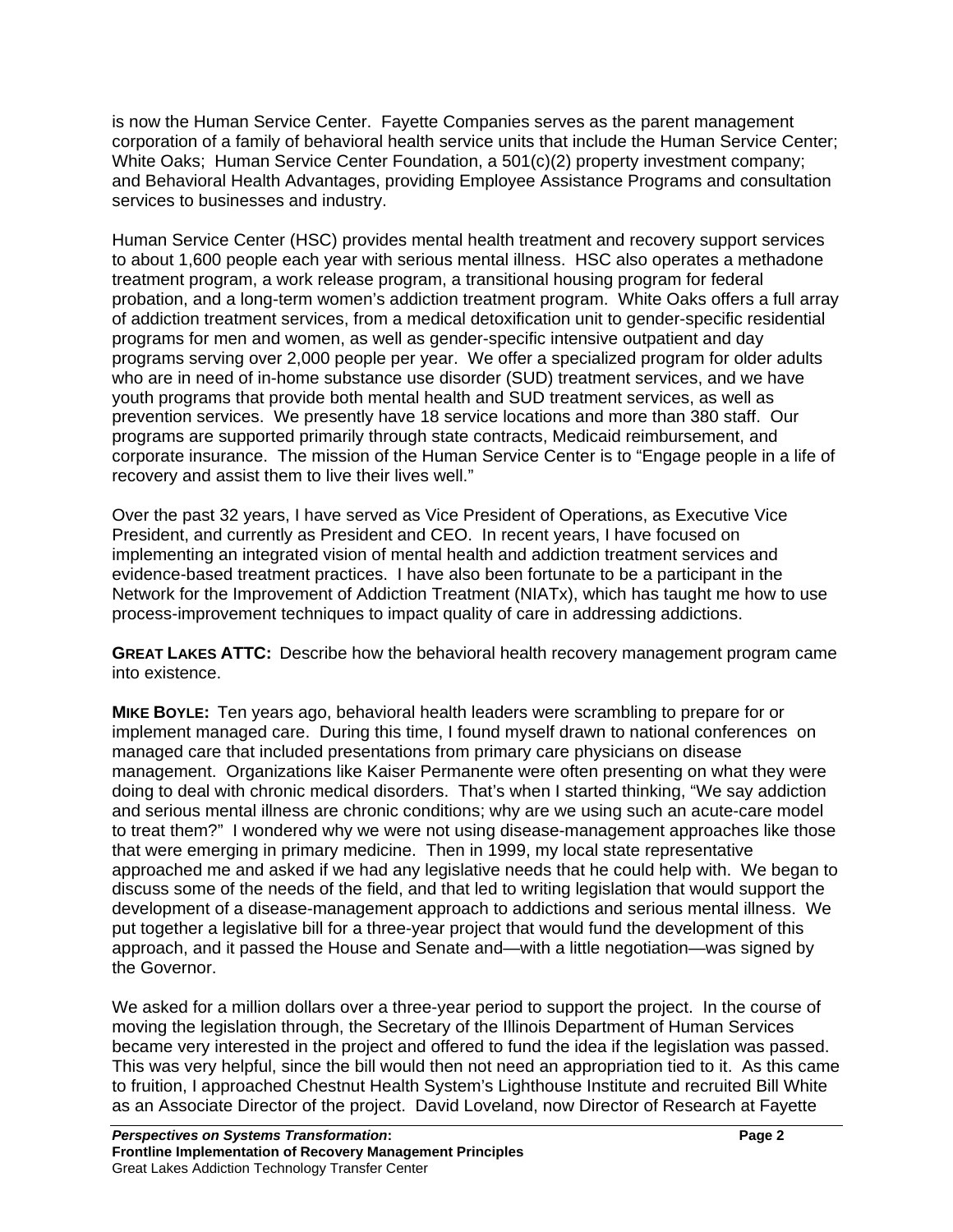is now the Human Service Center. Fayette Companies serves as the parent management corporation of a family of behavioral health service units that include the Human Service Center; White Oaks; Human Service Center Foundation, a 501(c)(2) property investment company; and Behavioral Health Advantages, providing Employee Assistance Programs and consultation services to businesses and industry.

Human Service Center (HSC) provides mental health treatment and recovery support services to about 1,600 people each year with serious mental illness. HSC also operates a methadone treatment program, a work release program, a transitional housing program for federal probation, and a long-term women's addiction treatment program. White Oaks offers a full array of addiction treatment services, from a medical detoxification unit to gender-specific residential programs for men and women, as well as gender-specific intensive outpatient and day programs serving over 2,000 people per year. We offer a specialized program for older adults who are in need of in-home substance use disorder (SUD) treatment services, and we have youth programs that provide both mental health and SUD treatment services, as well as prevention services. We presently have 18 service locations and more than 380 staff. Our programs are supported primarily through state contracts, Medicaid reimbursement, and corporate insurance. The mission of the Human Service Center is to "Engage people in a life of recovery and assist them to live their lives well."

Over the past 32 years, I have served as Vice President of Operations, as Executive Vice President, and currently as President and CEO. In recent years, I have focused on implementing an integrated vision of mental health and addiction treatment services and evidence-based treatment practices. I have also been fortunate to be a participant in the Network for the Improvement of Addiction Treatment (NIATx), which has taught me how to use process-improvement techniques to impact quality of care in addressing addictions.

**GREAT LAKES ATTC:** Describe how the behavioral health recovery management program came into existence.

**MIKE BOYLE:** Ten years ago, behavioral health leaders were scrambling to prepare for or implement managed care. During this time, I found myself drawn to national conferences on managed care that included presentations from primary care physicians on disease management. Organizations like Kaiser Permanente were often presenting on what they were doing to deal with chronic medical disorders. That's when I started thinking, "We say addiction and serious mental illness are chronic conditions; why are we using such an acute-care model to treat them?" I wondered why we were not using disease-management approaches like those that were emerging in primary medicine. Then in 1999, my local state representative approached me and asked if we had any legislative needs that he could help with. We began to discuss some of the needs of the field, and that led to writing legislation that would support the development of a disease-management approach to addictions and serious mental illness. We put together a legislative bill for a three-year project that would fund the development of this approach, and it passed the House and Senate and—with a little negotiation—was signed by the Governor.

We asked for a million dollars over a three-year period to support the project. In the course of moving the legislation through, the Secretary of the Illinois Department of Human Services became very interested in the project and offered to fund the idea if the legislation was passed. This was very helpful, since the bill would then not need an appropriation tied to it. As this came to fruition, I approached Chestnut Health System's Lighthouse Institute and recruited Bill White as an Associate Director of the project. David Loveland, now Director of Research at Fayette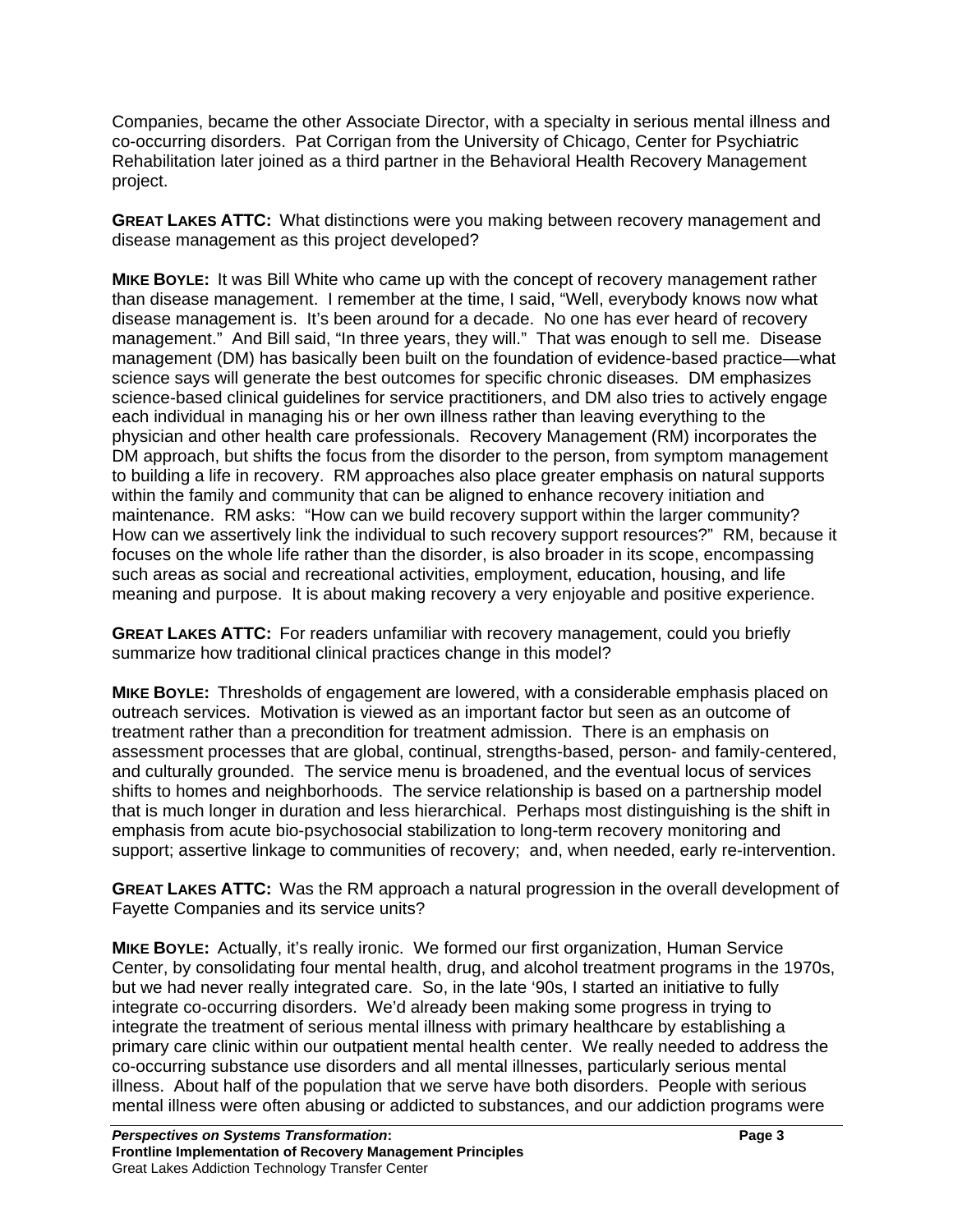Companies, became the other Associate Director, with a specialty in serious mental illness and co-occurring disorders. Pat Corrigan from the University of Chicago, Center for Psychiatric Rehabilitation later joined as a third partner in the Behavioral Health Recovery Management project.

**GREAT LAKES ATTC:** What distinctions were you making between recovery management and disease management as this project developed?

**MIKE BOYLE:** It was Bill White who came up with the concept of recovery management rather than disease management. I remember at the time, I said, "Well, everybody knows now what disease management is. It's been around for a decade. No one has ever heard of recovery management." And Bill said, "In three years, they will." That was enough to sell me. Disease management (DM) has basically been built on the foundation of evidence-based practice—what science says will generate the best outcomes for specific chronic diseases. DM emphasizes science-based clinical guidelines for service practitioners, and DM also tries to actively engage each individual in managing his or her own illness rather than leaving everything to the physician and other health care professionals. Recovery Management (RM) incorporates the DM approach, but shifts the focus from the disorder to the person, from symptom management to building a life in recovery. RM approaches also place greater emphasis on natural supports within the family and community that can be aligned to enhance recovery initiation and maintenance. RM asks: "How can we build recovery support within the larger community? How can we assertively link the individual to such recovery support resources?" RM, because it focuses on the whole life rather than the disorder, is also broader in its scope, encompassing such areas as social and recreational activities, employment, education, housing, and life meaning and purpose. It is about making recovery a very enjoyable and positive experience.

**GREAT LAKES ATTC:** For readers unfamiliar with recovery management, could you briefly summarize how traditional clinical practices change in this model?

**MIKE BOYLE:** Thresholds of engagement are lowered, with a considerable emphasis placed on outreach services. Motivation is viewed as an important factor but seen as an outcome of treatment rather than a precondition for treatment admission. There is an emphasis on assessment processes that are global, continual, strengths-based, person- and family-centered, and culturally grounded. The service menu is broadened, and the eventual locus of services shifts to homes and neighborhoods. The service relationship is based on a partnership model that is much longer in duration and less hierarchical. Perhaps most distinguishing is the shift in emphasis from acute bio-psychosocial stabilization to long-term recovery monitoring and support; assertive linkage to communities of recovery; and, when needed, early re-intervention.

**GREAT LAKES ATTC:** Was the RM approach a natural progression in the overall development of Fayette Companies and its service units?

**MIKE BOYLE:** Actually, it's really ironic. We formed our first organization, Human Service Center, by consolidating four mental health, drug, and alcohol treatment programs in the 1970s, but we had never really integrated care. So, in the late '90s, I started an initiative to fully integrate co-occurring disorders. We'd already been making some progress in trying to integrate the treatment of serious mental illness with primary healthcare by establishing a primary care clinic within our outpatient mental health center. We really needed to address the co-occurring substance use disorders and all mental illnesses, particularly serious mental illness. About half of the population that we serve have both disorders. People with serious mental illness were often abusing or addicted to substances, and our addiction programs were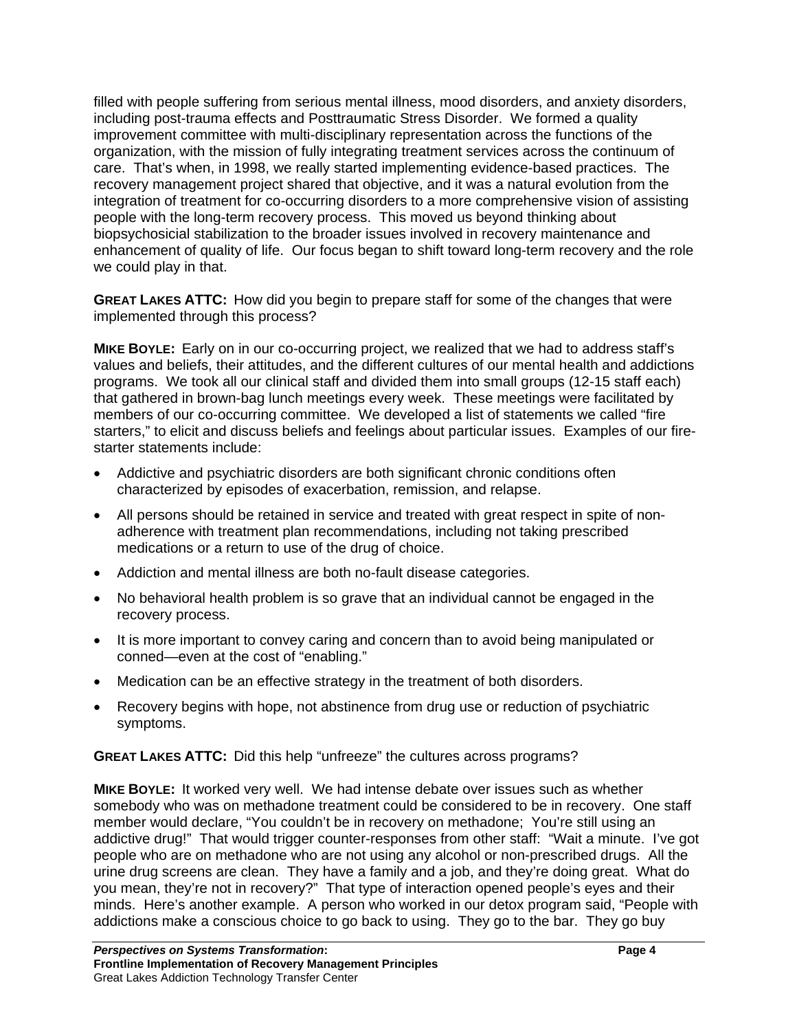filled with people suffering from serious mental illness, mood disorders, and anxiety disorders, including post-trauma effects and Posttraumatic Stress Disorder. We formed a quality improvement committee with multi-disciplinary representation across the functions of the organization, with the mission of fully integrating treatment services across the continuum of care. That's when, in 1998, we really started implementing evidence-based practices. The recovery management project shared that objective, and it was a natural evolution from the integration of treatment for co-occurring disorders to a more comprehensive vision of assisting people with the long-term recovery process. This moved us beyond thinking about biopsychosicial stabilization to the broader issues involved in recovery maintenance and enhancement of quality of life. Our focus began to shift toward long-term recovery and the role we could play in that.

**GREAT LAKES ATTC:** How did you begin to prepare staff for some of the changes that were implemented through this process?

**MIKE BOYLE:** Early on in our co-occurring project, we realized that we had to address staff's values and beliefs, their attitudes, and the different cultures of our mental health and addictions programs. We took all our clinical staff and divided them into small groups (12-15 staff each) that gathered in brown-bag lunch meetings every week. These meetings were facilitated by members of our co-occurring committee. We developed a list of statements we called "fire starters," to elicit and discuss beliefs and feelings about particular issues. Examples of our fire-starter statements include:

- Addictive and psychiatric disorders are both significant chronic conditions often characterized by episodes of exacerbation, remission, and relapse.
- All persons should be retained in service and treated with great respect in spite of non-adherence with treatment plan recommendations, including not taking prescribed medications or a return to use of the drug of choice.
- Addiction and mental illness are both no-fault disease categories.
- No behavioral health problem is so grave that an individual cannot be engaged in the recovery process.
- It is more important to convey caring and concern than to avoid being manipulated or conned—even at the cost of "enabling."
- Medication can be an effective strategy in the treatment of both disorders.
- Recovery begins with hope, not abstinence from drug use or reduction of psychiatric symptoms.

**GREAT LAKES ATTC:** Did this help "unfreeze" the cultures across programs?

**MIKE BOYLE:** It worked very well. We had intense debate over issues such as whether somebody who was on methadone treatment could be considered to be in recovery. One staff member would declare, "You couldn't be in recovery on methadone; You're still using an addictive drug!" That would trigger counter-responses from other staff: "Wait a minute. I've got people who are on methadone who are not using any alcohol or non-prescribed drugs. All the urine drug screens are clean. They have a family and a job, and they're doing great. What do you mean, they're not in recovery?" That type of interaction opened people's eyes and their minds. Here's another example. A person who worked in our detox program said, "People with addictions make a conscious choice to go back to using. They go to the bar. They go buy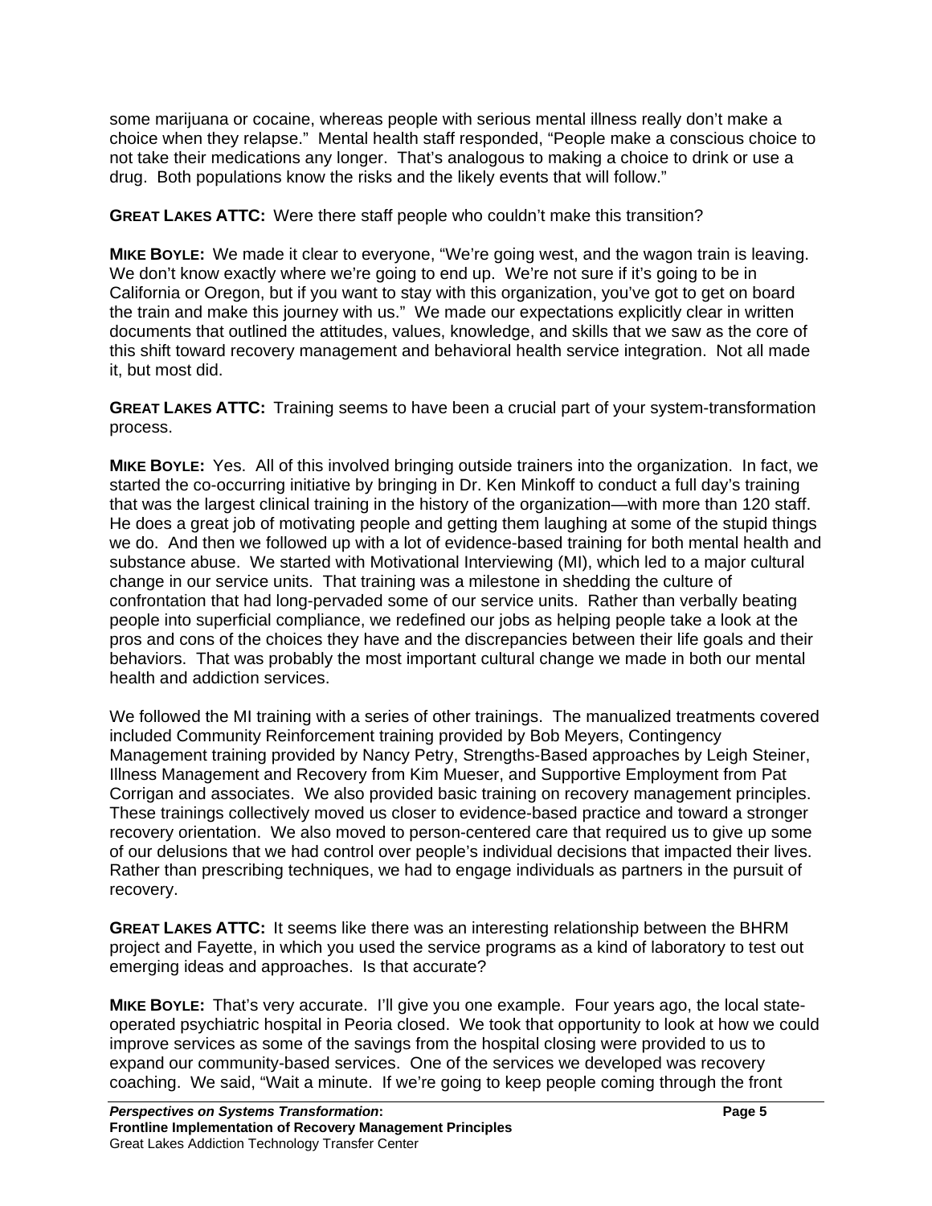some marijuana or cocaine, whereas people with serious mental illness really don't make a choice when they relapse." Mental health staff responded, "People make a conscious choice to not take their medications any longer. That's analogous to making a choice to drink or use a drug. Both populations know the risks and the likely events that will follow."

**GREAT LAKES ATTC:** Were there staff people who couldn't make this transition?

**MIKE BOYLE:** We made it clear to everyone, "We're going west, and the wagon train is leaving. We don't know exactly where we're going to end up. We're not sure if it's going to be in California or Oregon, but if you want to stay with this organization, you've got to get on board the train and make this journey with us." We made our expectations explicitly clear in written documents that outlined the attitudes, values, knowledge, and skills that we saw as the core of this shift toward recovery management and behavioral health service integration. Not all made it, but most did.

**GREAT LAKES ATTC:** Training seems to have been a crucial part of your system-transformation process.

**MIKE BOYLE:** Yes. All of this involved bringing outside trainers into the organization. In fact, we started the co-occurring initiative by bringing in Dr. Ken Minkoff to conduct a full day's training that was the largest clinical training in the history of the organization—with more than 120 staff. He does a great job of motivating people and getting them laughing at some of the stupid things we do. And then we followed up with a lot of evidence-based training for both mental health and substance abuse. We started with Motivational Interviewing (MI), which led to a major cultural change in our service units. That training was a milestone in shedding the culture of confrontation that had long-pervaded some of our service units. Rather than verbally beating people into superficial compliance, we redefined our jobs as helping people take a look at the pros and cons of the choices they have and the discrepancies between their life goals and their behaviors. That was probably the most important cultural change we made in both our mental health and addiction services.

We followed the MI training with a series of other trainings. The manualized treatments covered included Community Reinforcement training provided by Bob Meyers, Contingency Management training provided by Nancy Petry, Strengths-Based approaches by Leigh Steiner, Illness Management and Recovery from Kim Mueser, and Supportive Employment from Pat Corrigan and associates. We also provided basic training on recovery management principles. These trainings collectively moved us closer to evidence-based practice and toward a stronger recovery orientation. We also moved to person-centered care that required us to give up some of our delusions that we had control over people's individual decisions that impacted their lives. Rather than prescribing techniques, we had to engage individuals as partners in the pursuit of recovery.

**GREAT LAKES ATTC:** It seems like there was an interesting relationship between the BHRM project and Fayette, in which you used the service programs as a kind of laboratory to test out emerging ideas and approaches. Is that accurate?

**MIKE BOYLE:** That's very accurate. I'll give you one example. Four years ago, the local state-operated psychiatric hospital in Peoria closed. We took that opportunity to look at how we could improve services as some of the savings from the hospital closing were provided to us to expand our community-based services. One of the services we developed was recovery coaching. We said, "Wait a minute. If we're going to keep people coming through the front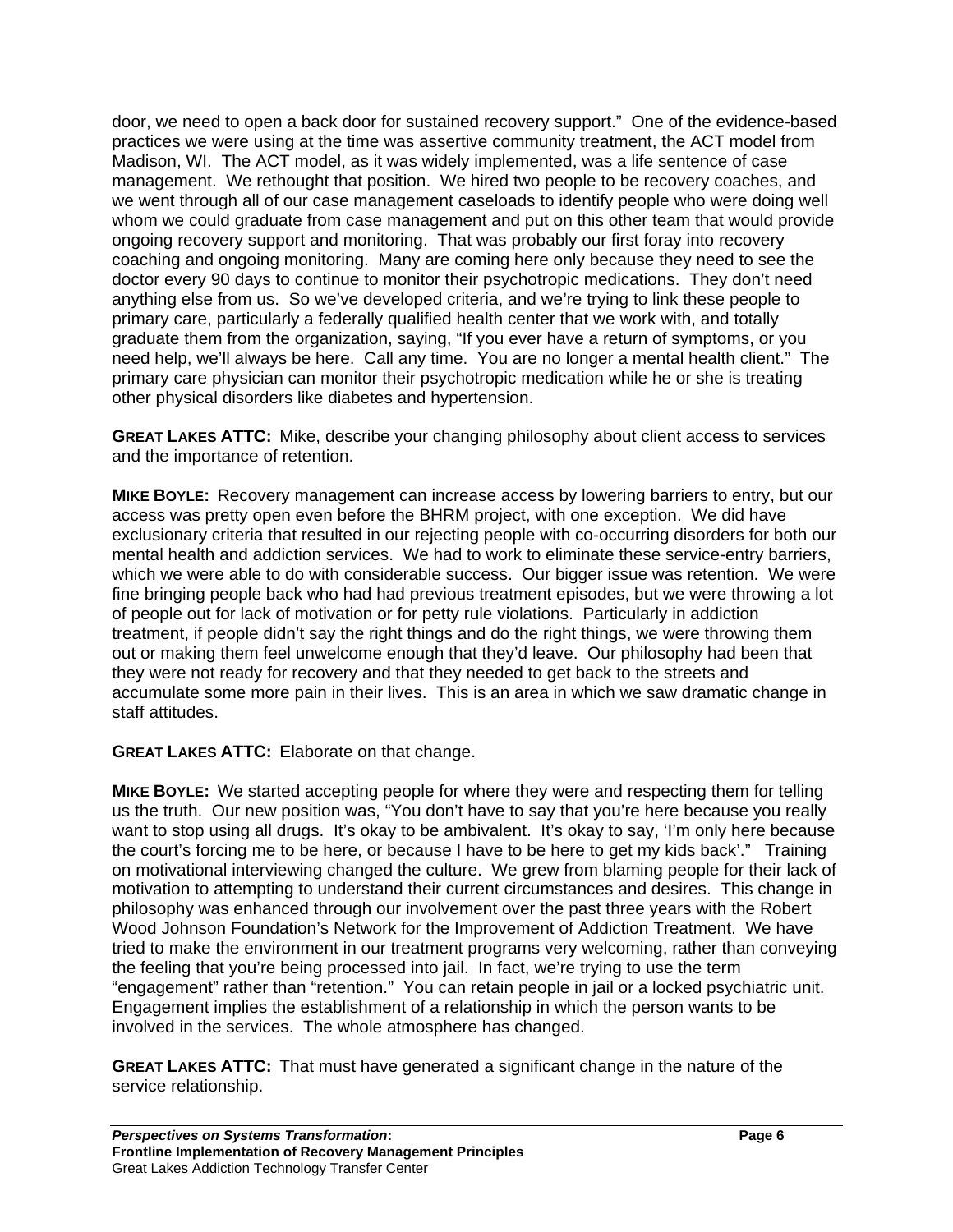door, we need to open a back door for sustained recovery support." One of the evidence-based practices we were using at the time was assertive community treatment, the ACT model from Madison, WI. The ACT model, as it was widely implemented, was a life sentence of case management. We rethought that position. We hired two people to be recovery coaches, and we went through all of our case management caseloads to identify people who were doing well whom we could graduate from case management and put on this other team that would provide ongoing recovery support and monitoring. That was probably our first foray into recovery coaching and ongoing monitoring. Many are coming here only because they need to see the doctor every 90 days to continue to monitor their psychotropic medications. They don't need anything else from us. So we've developed criteria, and we're trying to link these people to primary care, particularly a federally qualified health center that we work with, and totally graduate them from the organization, saying, "If you ever have a return of symptoms, or you need help, we'll always be here. Call any time. You are no longer a mental health client." The primary care physician can monitor their psychotropic medication while he or she is treating other physical disorders like diabetes and hypertension.

**GREAT LAKES ATTC:** Mike, describe your changing philosophy about client access to services and the importance of retention.

**MIKE BOYLE:** Recovery management can increase access by lowering barriers to entry, but our access was pretty open even before the BHRM project, with one exception. We did have exclusionary criteria that resulted in our rejecting people with co-occurring disorders for both our mental health and addiction services. We had to work to eliminate these service-entry barriers, which we were able to do with considerable success. Our bigger issue was retention. We were fine bringing people back who had had previous treatment episodes, but we were throwing a lot of people out for lack of motivation or for petty rule violations. Particularly in addiction treatment, if people didn't say the right things and do the right things, we were throwing them out or making them feel unwelcome enough that they'd leave. Our philosophy had been that they were not ready for recovery and that they needed to get back to the streets and accumulate some more pain in their lives. This is an area in which we saw dramatic change in staff attitudes.

**GREAT LAKES ATTC:** Elaborate on that change.

**MIKE BOYLE:** We started accepting people for where they were and respecting them for telling us the truth. Our new position was, "You don't have to say that you're here because you really want to stop using all drugs. It's okay to be ambivalent. It's okay to say, 'I'm only here because the court's forcing me to be here, or because I have to be here to get my kids back'." Training on motivational interviewing changed the culture. We grew from blaming people for their lack of motivation to attempting to understand their current circumstances and desires. This change in philosophy was enhanced through our involvement over the past three years with the Robert Wood Johnson Foundation's Network for the Improvement of Addiction Treatment. We have tried to make the environment in our treatment programs very welcoming, rather than conveying the feeling that you're being processed into jail. In fact, we're trying to use the term "engagement" rather than "retention." You can retain people in jail or a locked psychiatric unit. Engagement implies the establishment of a relationship in which the person wants to be involved in the services. The whole atmosphere has changed.

**GREAT LAKES ATTC:** That must have generated a significant change in the nature of the service relationship.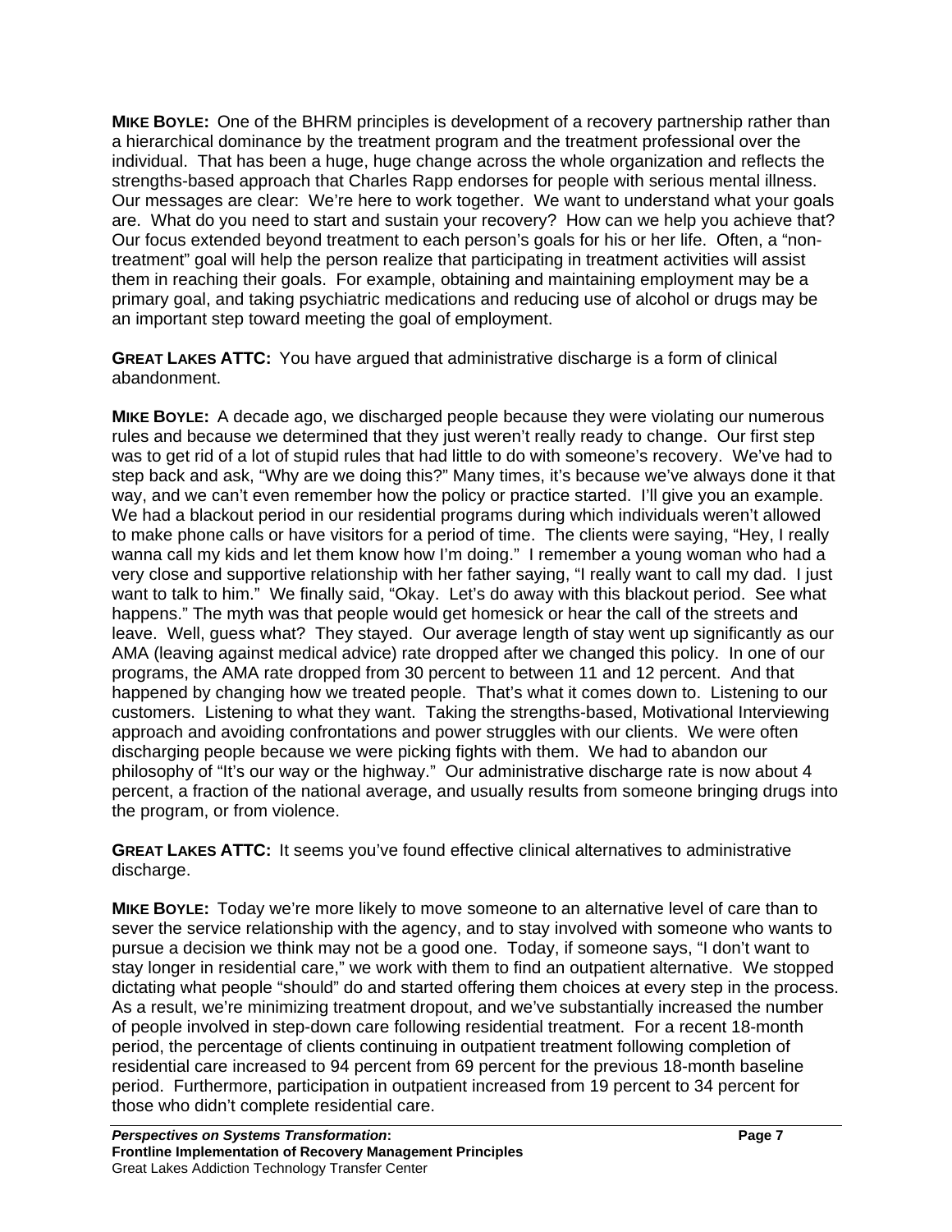**MIKE BOYLE:** One of the BHRM principles is development of a recovery partnership rather than a hierarchical dominance by the treatment program and the treatment professional over the individual. That has been a huge, huge change across the whole organization and reflects the strengths-based approach that Charles Rapp endorses for people with serious mental illness. Our messages are clear: We're here to work together. We want to understand what your goals are. What do you need to start and sustain your recovery? How can we help you achieve that? Our focus extended beyond treatment to each person's goals for his or her life. Often, a "non-treatment" goal will help the person realize that participating in treatment activities will assist them in reaching their goals. For example, obtaining and maintaining employment may be a primary goal, and taking psychiatric medications and reducing use of alcohol or drugs may be an important step toward meeting the goal of employment.

**GREAT LAKES ATTC:** You have argued that administrative discharge is a form of clinical abandonment.

**MIKE BOYLE:** A decade ago, we discharged people because they were violating our numerous rules and because we determined that they just weren't really ready to change. Our first step was to get rid of a lot of stupid rules that had little to do with someone's recovery. We've had to step back and ask, "Why are we doing this?" Many times, it's because we've always done it that way, and we can't even remember how the policy or practice started. I'll give you an example. We had a blackout period in our residential programs during which individuals weren't allowed to make phone calls or have visitors for a period of time. The clients were saying, "Hey, I really wanna call my kids and let them know how I'm doing." I remember a young woman who had a very close and supportive relationship with her father saying, "I really want to call my dad. I just want to talk to him." We finally said, "Okay. Let's do away with this blackout period. See what happens." The myth was that people would get homesick or hear the call of the streets and leave. Well, guess what? They stayed. Our average length of stay went up significantly as our AMA (leaving against medical advice) rate dropped after we changed this policy. In one of our programs, the AMA rate dropped from 30 percent to between 11 and 12 percent. And that happened by changing how we treated people. That's what it comes down to. Listening to our customers. Listening to what they want. Taking the strengths-based, Motivational Interviewing approach and avoiding confrontations and power struggles with our clients. We were often discharging people because we were picking fights with them. We had to abandon our philosophy of "It's our way or the highway." Our administrative discharge rate is now about 4 percent, a fraction of the national average, and usually results from someone bringing drugs into the program, or from violence.

**GREAT LAKES ATTC:** It seems you've found effective clinical alternatives to administrative discharge.

**MIKE BOYLE:** Today we're more likely to move someone to an alternative level of care than to sever the service relationship with the agency, and to stay involved with someone who wants to pursue a decision we think may not be a good one. Today, if someone says, "I don't want to stay longer in residential care," we work with them to find an outpatient alternative. We stopped dictating what people "should" do and started offering them choices at every step in the process. As a result, we're minimizing treatment dropout, and we've substantially increased the number of people involved in step-down care following residential treatment. For a recent 18-month period, the percentage of clients continuing in outpatient treatment following completion of residential care increased to 94 percent from 69 percent for the previous 18-month baseline period. Furthermore, participation in outpatient increased from 19 percent to 34 percent for those who didn't complete residential care.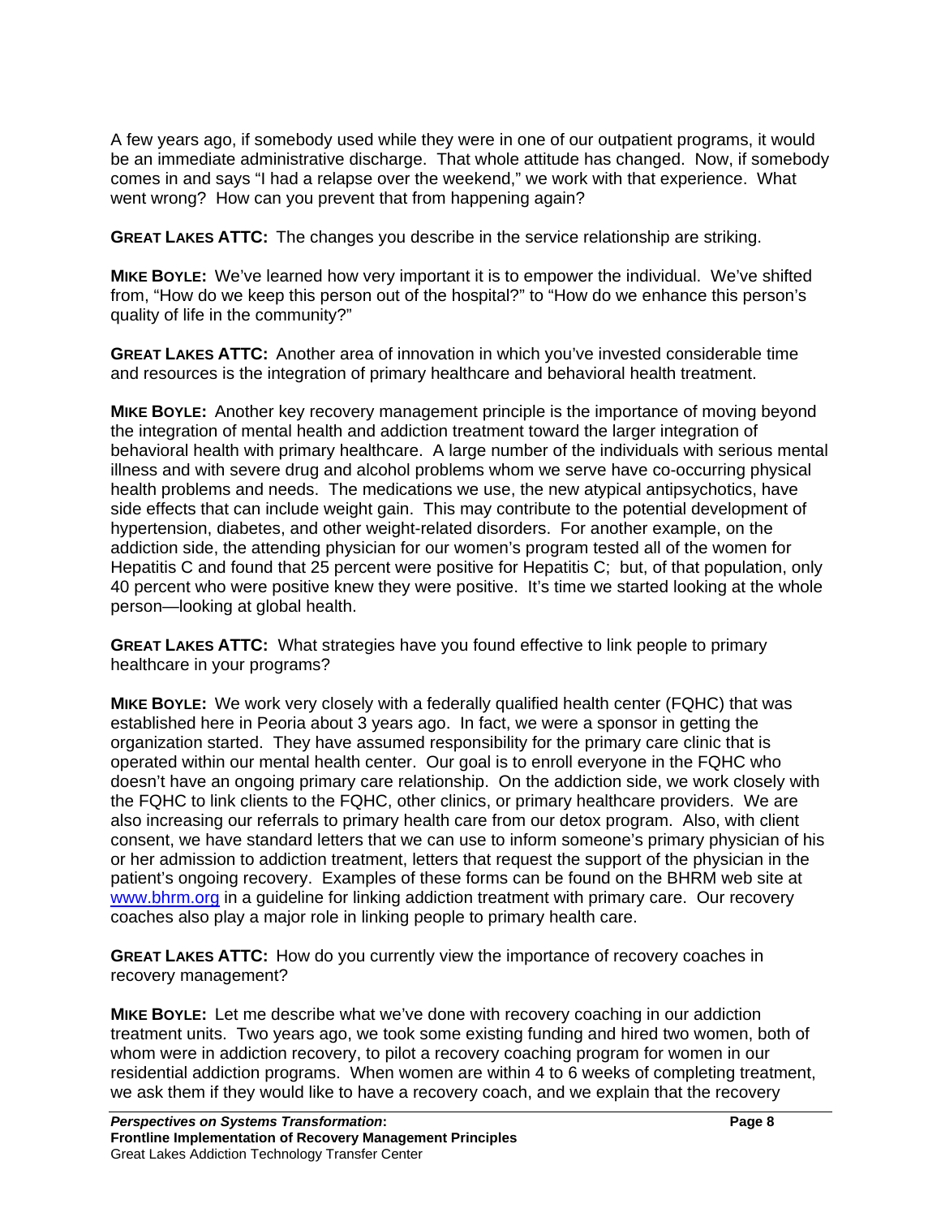A few years ago, if somebody used while they were in one of our outpatient programs, it would be an immediate administrative discharge. That whole attitude has changed. Now, if somebody comes in and says "I had a relapse over the weekend," we work with that experience. What went wrong? How can you prevent that from happening again?

**GREAT LAKES ATTC:** The changes you describe in the service relationship are striking.

**MIKE BOYLE:** We've learned how very important it is to empower the individual. We've shifted from, "How do we keep this person out of the hospital?" to "How do we enhance this person's quality of life in the community?"

**GREAT LAKES ATTC:** Another area of innovation in which you've invested considerable time and resources is the integration of primary healthcare and behavioral health treatment.

**MIKE BOYLE:** Another key recovery management principle is the importance of moving beyond the integration of mental health and addiction treatment toward the larger integration of behavioral health with primary healthcare. A large number of the individuals with serious mental illness and with severe drug and alcohol problems whom we serve have co-occurring physical health problems and needs. The medications we use, the new atypical antipsychotics, have side effects that can include weight gain. This may contribute to the potential development of hypertension, diabetes, and other weight-related disorders. For another example, on the addiction side, the attending physician for our women's program tested all of the women for Hepatitis C and found that 25 percent were positive for Hepatitis C; but, of that population, only 40 percent who were positive knew they were positive. It's time we started looking at the whole person—looking at global health.

**GREAT LAKES ATTC:** What strategies have you found effective to link people to primary healthcare in your programs?

**MIKE BOYLE:** We work very closely with a federally qualified health center (FQHC) that was established here in Peoria about 3 years ago. In fact, we were a sponsor in getting the organization started. They have assumed responsibility for the primary care clinic that is operated within our mental health center. Our goal is to enroll everyone in the FQHC who doesn't have an ongoing primary care relationship. On the addiction side, we work closely with the FQHC to link clients to the FQHC, other clinics, or primary healthcare providers. We are also increasing our referrals to primary health care from our detox program. Also, with client consent, we have standard letters that we can use to inform someone's primary physician of his or her admission to addiction treatment, letters that request the support of the physician in the patient's ongoing recovery. Examples of these forms can be found on the BHRM web site at [www.bhrm.org](http://www.bhrm.org) in a guideline for linking addiction treatment with primary care. Our recovery coaches also play a major role in linking people to primary health care.

**GREAT LAKES ATTC:** How do you currently view the importance of recovery coaches in recovery management?

**MIKE BOYLE:** Let me describe what we've done with recovery coaching in our addiction treatment units. Two years ago, we took some existing funding and hired two women, both of whom were in addiction recovery, to pilot a recovery coaching program for women in our residential addiction programs. When women are within 4 to 6 weeks of completing treatment, we ask them if they would like to have a recovery coach, and we explain that the recovery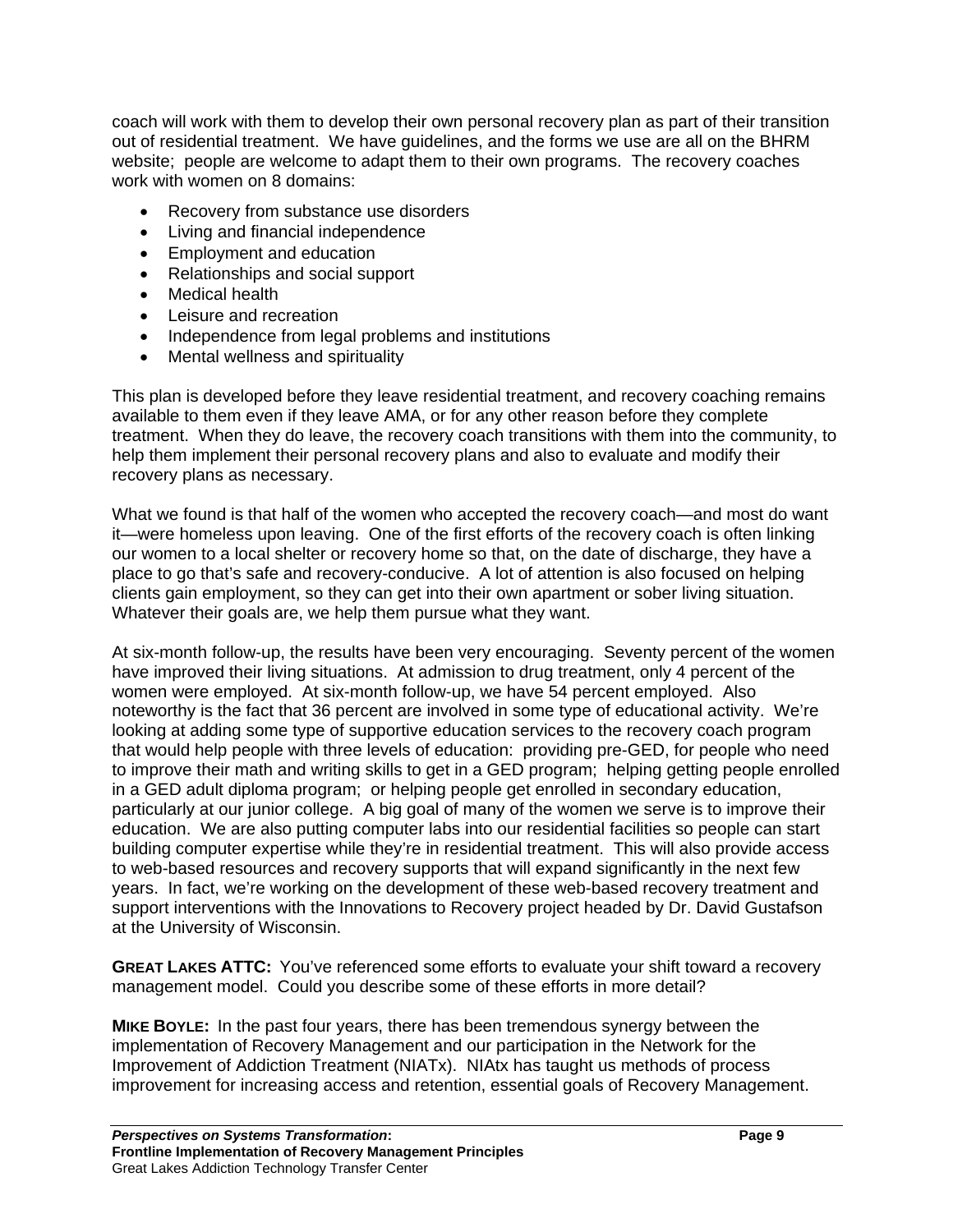coach will work with them to develop their own personal recovery plan as part of their transition out of residential treatment. We have guidelines, and the forms we use are all on the BHRM website; people are welcome to adapt them to their own programs. The recovery coaches work with women on 8 domains:

- Recovery from substance use disorders
- Living and financial independence
- Employment and education
- Relationships and social support
- Medical health
- Leisure and recreation
- Independence from legal problems and institutions
- Mental wellness and spirituality

This plan is developed before they leave residential treatment, and recovery coaching remains available to them even if they leave AMA, or for any other reason before they complete treatment. When they do leave, the recovery coach transitions with them into the community, to help them implement their personal recovery plans and also to evaluate and modify their recovery plans as necessary.

What we found is that half of the women who accepted the recovery coach—and most do want it—were homeless upon leaving. One of the first efforts of the recovery coach is often linking our women to a local shelter or recovery home so that, on the date of discharge, they have a place to go that's safe and recovery-conducive. A lot of attention is also focused on helping clients gain employment, so they can get into their own apartment or sober living situation. Whatever their goals are, we help them pursue what they want.

At six-month follow-up, the results have been very encouraging. Seventy percent of the women have improved their living situations. At admission to drug treatment, only 4 percent of the women were employed. At six-month follow-up, we have 54 percent employed. Also noteworthy is the fact that 36 percent are involved in some type of educational activity. We're looking at adding some type of supportive education services to the recovery coach program that would help people with three levels of education: providing pre-GED, for people who need to improve their math and writing skills to get in a GED program; helping getting people enrolled in a GED adult diploma program; or helping people get enrolled in secondary education, particularly at our junior college. A big goal of many of the women we serve is to improve their education. We are also putting computer labs into our residential facilities so people can start building computer expertise while they're in residential treatment. This will also provide access to web-based resources and recovery supports that will expand significantly in the next few years. In fact, we're working on the development of these web-based recovery treatment and support interventions with the Innovations to Recovery project headed by Dr. David Gustafson at the University of Wisconsin.

**GREAT LAKES ATTC:** You've referenced some efforts to evaluate your shift toward a recovery management model. Could you describe some of these efforts in more detail?

**MIKE BOYLE:** In the past four years, there has been tremendous synergy between the implementation of Recovery Management and our participation in the Network for the Improvement of Addiction Treatment (NIATx). NIAtx has taught us methods of process improvement for increasing access and retention, essential goals of Recovery Management.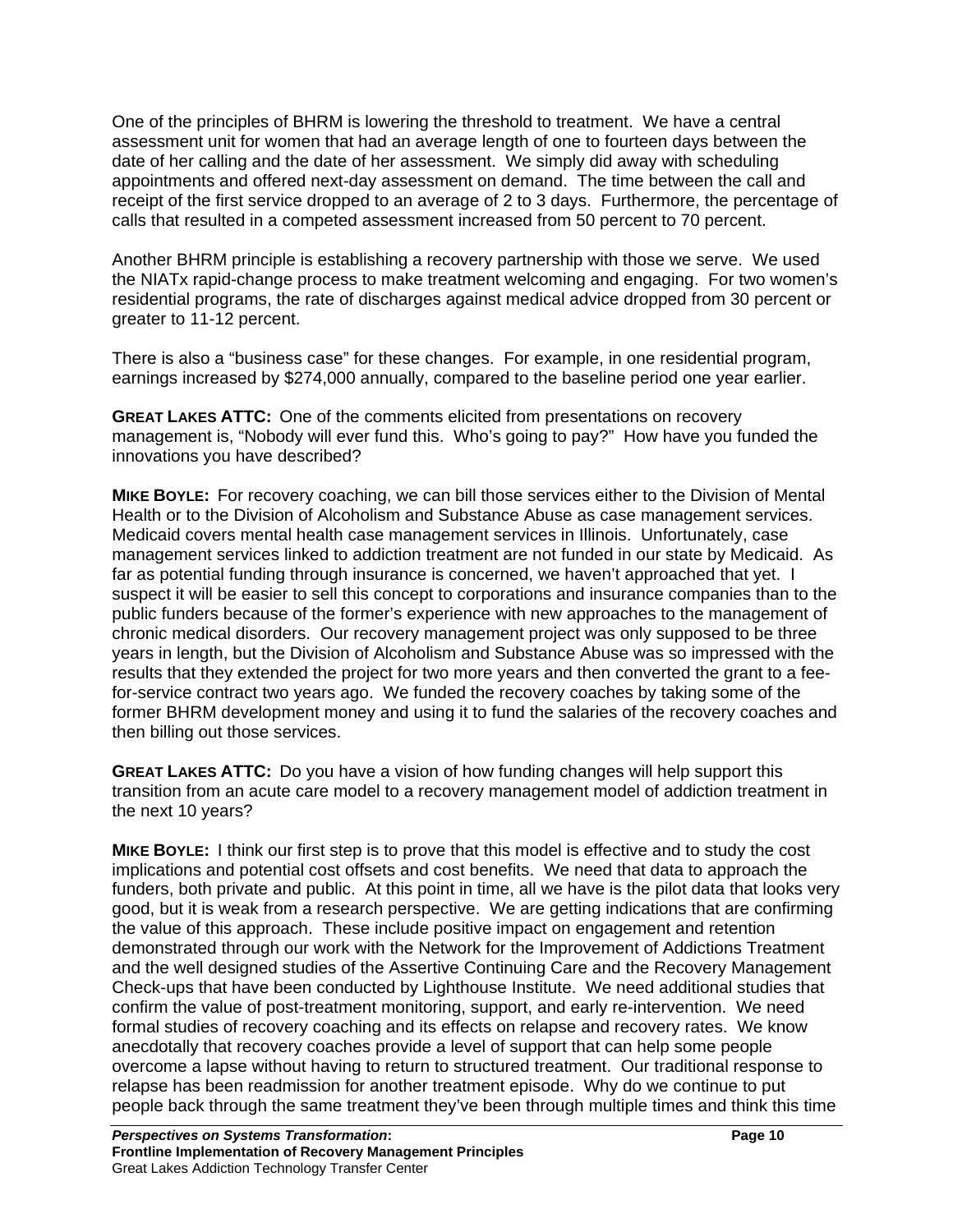One of the principles of BHRM is lowering the threshold to treatment. We have a central assessment unit for women that had an average length of one to fourteen days between the date of her calling and the date of her assessment. We simply did away with scheduling appointments and offered next-day assessment on demand. The time between the call and receipt of the first service dropped to an average of 2 to 3 days. Furthermore, the percentage of calls that resulted in a competed assessment increased from 50 percent to 70 percent.

Another BHRM principle is establishing a recovery partnership with those we serve. We used the NIATx rapid-change process to make treatment welcoming and engaging. For two women's residential programs, the rate of discharges against medical advice dropped from 30 percent or greater to 11-12 percent.

There is also a "business case" for these changes. For example, in one residential program, earnings increased by $274,000 annually, compared to the baseline period one year earlier.

**GREAT LAKES ATTC:** One of the comments elicited from presentations on recovery management is, "Nobody will ever fund this. Who's going to pay?" How have you funded the innovations you have described?

**MIKE BOYLE:** For recovery coaching, we can bill those services either to the Division of Mental Health or to the Division of Alcoholism and Substance Abuse as case management services. Medicaid covers mental health case management services in Illinois. Unfortunately, case management services linked to addiction treatment are not funded in our state by Medicaid. As far as potential funding through insurance is concerned, we haven't approached that yet. I suspect it will be easier to sell this concept to corporations and insurance companies than to the public funders because of the former's experience with new approaches to the management of chronic medical disorders. Our recovery management project was only supposed to be three years in length, but the Division of Alcoholism and Substance Abuse was so impressed with the results that they extended the project for two more years and then converted the grant to a fee-for-service contract two years ago. We funded the recovery coaches by taking some of the former BHRM development money and using it to fund the salaries of the recovery coaches and then billing out those services.

**GREAT LAKES ATTC:** Do you have a vision of how funding changes will help support this transition from an acute care model to a recovery management model of addiction treatment in the next 10 years?

**MIKE BOYLE:** I think our first step is to prove that this model is effective and to study the cost implications and potential cost offsets and cost benefits. We need that data to approach the funders, both private and public. At this point in time, all we have is the pilot data that looks very good, but it is weak from a research perspective. We are getting indications that are confirming the value of this approach. These include positive impact on engagement and retention demonstrated through our work with the Network for the Improvement of Addictions Treatment and the well designed studies of the Assertive Continuing Care and the Recovery Management Check-ups that have been conducted by Lighthouse Institute. We need additional studies that confirm the value of post-treatment monitoring, support, and early re-intervention. We need formal studies of recovery coaching and its effects on relapse and recovery rates. We know anecdotally that recovery coaches provide a level of support that can help some people overcome a lapse without having to return to structured treatment. Our traditional response to relapse has been readmission for another treatment episode. Why do we continue to put people back through the same treatment they've been through multiple times and think this time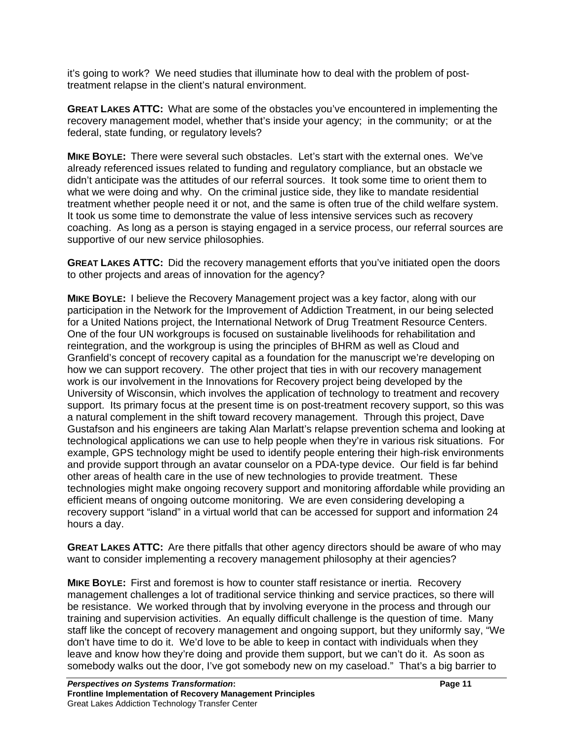it's going to work? We need studies that illuminate how to deal with the problem of post-treatment relapse in the client's natural environment.

**GREAT LAKES ATTC:** What are some of the obstacles you've encountered in implementing the recovery management model, whether that's inside your agency; in the community; or at the federal, state funding, or regulatory levels?

**MIKE BOYLE:** There were several such obstacles. Let's start with the external ones. We've already referenced issues related to funding and regulatory compliance, but an obstacle we didn't anticipate was the attitudes of our referral sources. It took some time to orient them to what we were doing and why. On the criminal justice side, they like to mandate residential treatment whether people need it or not, and the same is often true of the child welfare system. It took us some time to demonstrate the value of less intensive services such as recovery coaching. As long as a person is staying engaged in a service process, our referral sources are supportive of our new service philosophies.

**GREAT LAKES ATTC:** Did the recovery management efforts that you've initiated open the doors to other projects and areas of innovation for the agency?

**MIKE BOYLE:** I believe the Recovery Management project was a key factor, along with our participation in the Network for the Improvement of Addiction Treatment, in our being selected for a United Nations project, the International Network of Drug Treatment Resource Centers. One of the four UN workgroups is focused on sustainable livelihoods for rehabilitation and reintegration, and the workgroup is using the principles of BHRM as well as Cloud and Granfield's concept of recovery capital as a foundation for the manuscript we're developing on how we can support recovery. The other project that ties in with our recovery management work is our involvement in the Innovations for Recovery project being developed by the University of Wisconsin, which involves the application of technology to treatment and recovery support. Its primary focus at the present time is on post-treatment recovery support, so this was a natural complement in the shift toward recovery management. Through this project, Dave Gustafson and his engineers are taking Alan Marlatt's relapse prevention schema and looking at technological applications we can use to help people when they're in various risk situations. For example, GPS technology might be used to identify people entering their high-risk environments and provide support through an avatar counselor on a PDA-type device. Our field is far behind other areas of health care in the use of new technologies to provide treatment. These technologies might make ongoing recovery support and monitoring affordable while providing an efficient means of ongoing outcome monitoring. We are even considering developing a recovery support "island" in a virtual world that can be accessed for support and information 24 hours a day.

**GREAT LAKES ATTC:** Are there pitfalls that other agency directors should be aware of who may want to consider implementing a recovery management philosophy at their agencies?

**MIKE BOYLE:** First and foremost is how to counter staff resistance or inertia. Recovery management challenges a lot of traditional service thinking and service practices, so there will be resistance. We worked through that by involving everyone in the process and through our training and supervision activities. An equally difficult challenge is the question of time. Many staff like the concept of recovery management and ongoing support, but they uniformly say, "We don't have time to do it. We'd love to be able to keep in contact with individuals when they leave and know how they're doing and provide them support, but we can't do it. As soon as somebody walks out the door, I've got somebody new on my caseload." That's a big barrier to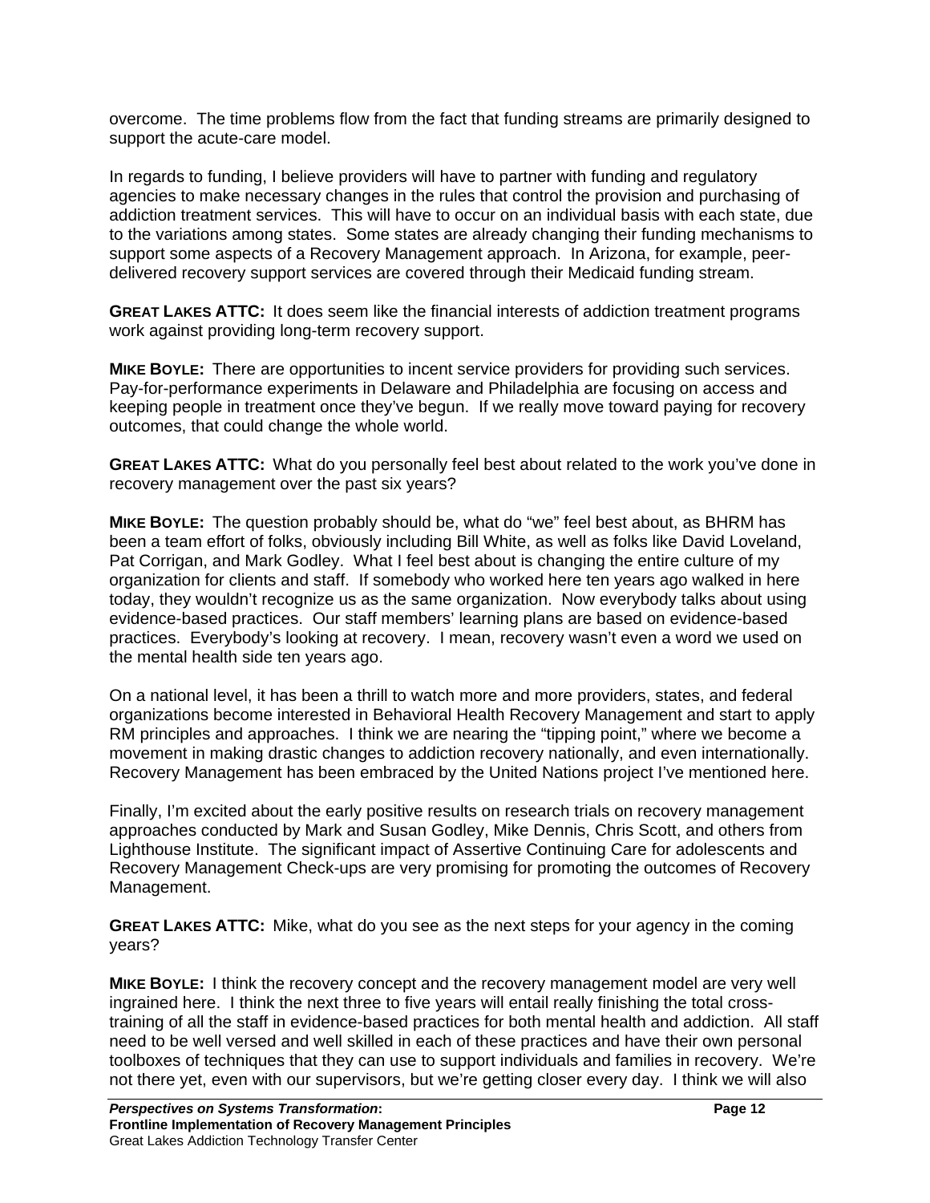overcome. The time problems flow from the fact that funding streams are primarily designed to support the acute-care model.

In regards to funding, I believe providers will have to partner with funding and regulatory agencies to make necessary changes in the rules that control the provision and purchasing of addiction treatment services. This will have to occur on an individual basis with each state, due to the variations among states. Some states are already changing their funding mechanisms to support some aspects of a Recovery Management approach. In Arizona, for example, peer-delivered recovery support services are covered through their Medicaid funding stream.

**GREAT LAKES ATTC:** It does seem like the financial interests of addiction treatment programs work against providing long-term recovery support.

**MIKE BOYLE:** There are opportunities to incent service providers for providing such services. Pay-for-performance experiments in Delaware and Philadelphia are focusing on access and keeping people in treatment once they've begun. If we really move toward paying for recovery outcomes, that could change the whole world.

**GREAT LAKES ATTC:** What do you personally feel best about related to the work you've done in recovery management over the past six years?

**MIKE BOYLE:** The question probably should be, what do "we" feel best about, as BHRM has been a team effort of folks, obviously including Bill White, as well as folks like David Loveland, Pat Corrigan, and Mark Godley. What I feel best about is changing the entire culture of my organization for clients and staff. If somebody who worked here ten years ago walked in here today, they wouldn't recognize us as the same organization. Now everybody talks about using evidence-based practices. Our staff members' learning plans are based on evidence-based practices. Everybody's looking at recovery. I mean, recovery wasn't even a word we used on the mental health side ten years ago.

On a national level, it has been a thrill to watch more and more providers, states, and federal organizations become interested in Behavioral Health Recovery Management and start to apply RM principles and approaches. I think we are nearing the "tipping point," where we become a movement in making drastic changes to addiction recovery nationally, and even internationally. Recovery Management has been embraced by the United Nations project I've mentioned here.

Finally, I'm excited about the early positive results on research trials on recovery management approaches conducted by Mark and Susan Godley, Mike Dennis, Chris Scott, and others from Lighthouse Institute. The significant impact of Assertive Continuing Care for adolescents and Recovery Management Check-ups are very promising for promoting the outcomes of Recovery Management.

**GREAT LAKES ATTC:** Mike, what do you see as the next steps for your agency in the coming years?

**MIKE BOYLE:** I think the recovery concept and the recovery management model are very well ingrained here. I think the next three to five years will entail really finishing the total cross-training of all the staff in evidence-based practices for both mental health and addiction. All staff need to be well versed and well skilled in each of these practices and have their own personal toolboxes of techniques that they can use to support individuals and families in recovery. We're not there yet, even with our supervisors, but we're getting closer every day. I think we will also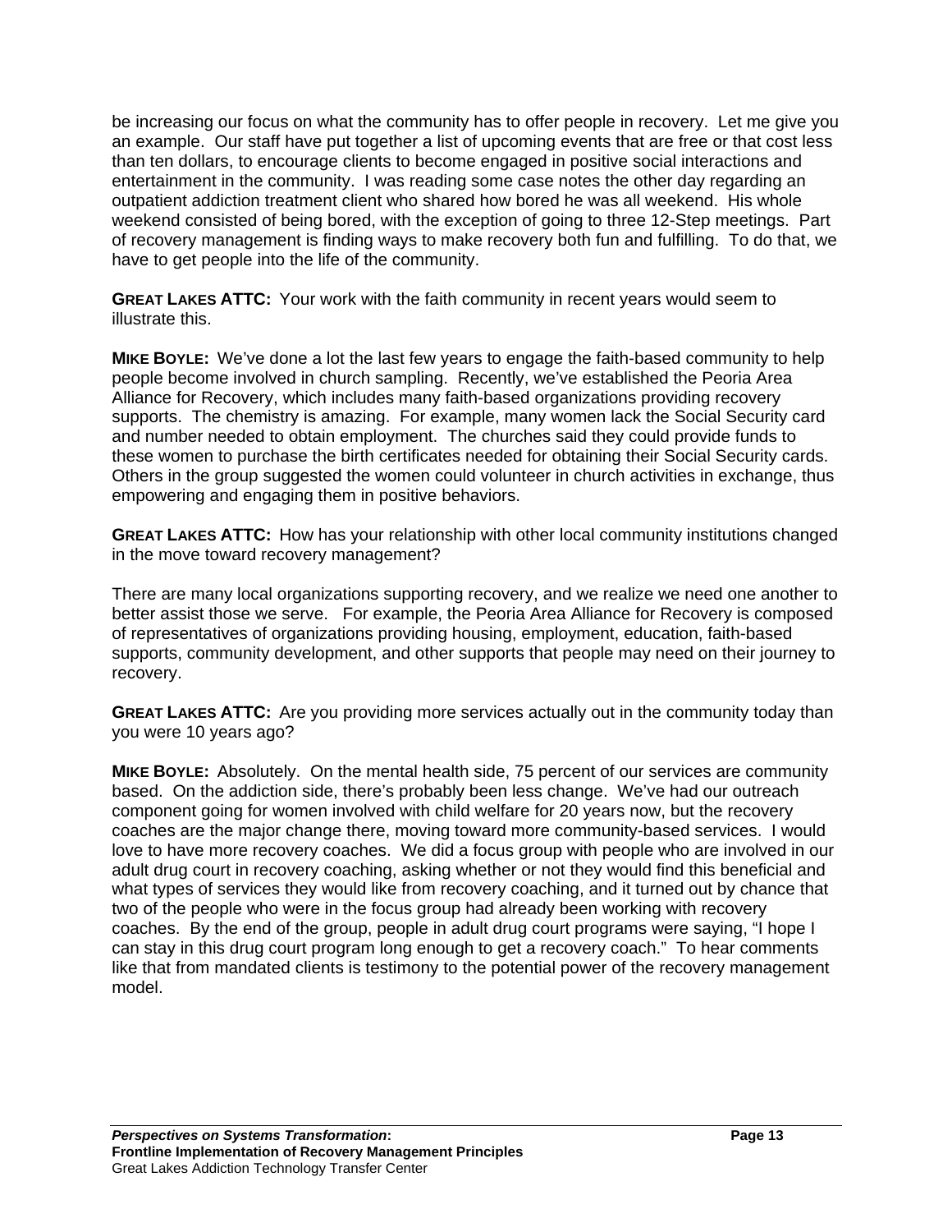be increasing our focus on what the community has to offer people in recovery. Let me give you an example. Our staff have put together a list of upcoming events that are free or that cost less than ten dollars, to encourage clients to become engaged in positive social interactions and entertainment in the community. I was reading some case notes the other day regarding an outpatient addiction treatment client who shared how bored he was all weekend. His whole weekend consisted of being bored, with the exception of going to three 12-Step meetings. Part of recovery management is finding ways to make recovery both fun and fulfilling. To do that, we have to get people into the life of the community.

**GREAT LAKES ATTC:** Your work with the faith community in recent years would seem to illustrate this.

**MIKE BOYLE:** We've done a lot the last few years to engage the faith-based community to help people become involved in church sampling. Recently, we've established the Peoria Area Alliance for Recovery, which includes many faith-based organizations providing recovery supports. The chemistry is amazing. For example, many women lack the Social Security card and number needed to obtain employment. The churches said they could provide funds to these women to purchase the birth certificates needed for obtaining their Social Security cards. Others in the group suggested the women could volunteer in church activities in exchange, thus empowering and engaging them in positive behaviors.

**GREAT LAKES ATTC:** How has your relationship with other local community institutions changed in the move toward recovery management?

There are many local organizations supporting recovery, and we realize we need one another to better assist those we serve. For example, the Peoria Area Alliance for Recovery is composed of representatives of organizations providing housing, employment, education, faith-based supports, community development, and other supports that people may need on their journey to recovery.

**GREAT LAKES ATTC:** Are you providing more services actually out in the community today than you were 10 years ago?

**MIKE BOYLE:** Absolutely. On the mental health side, 75 percent of our services are community based. On the addiction side, there's probably been less change. We've had our outreach component going for women involved with child welfare for 20 years now, but the recovery coaches are the major change there, moving toward more community-based services. I would love to have more recovery coaches. We did a focus group with people who are involved in our adult drug court in recovery coaching, asking whether or not they would find this beneficial and what types of services they would like from recovery coaching, and it turned out by chance that two of the people who were in the focus group had already been working with recovery coaches. By the end of the group, people in adult drug court programs were saying, "I hope I can stay in this drug court program long enough to get a recovery coach." To hear comments like that from mandated clients is testimony to the potential power of the recovery management model.